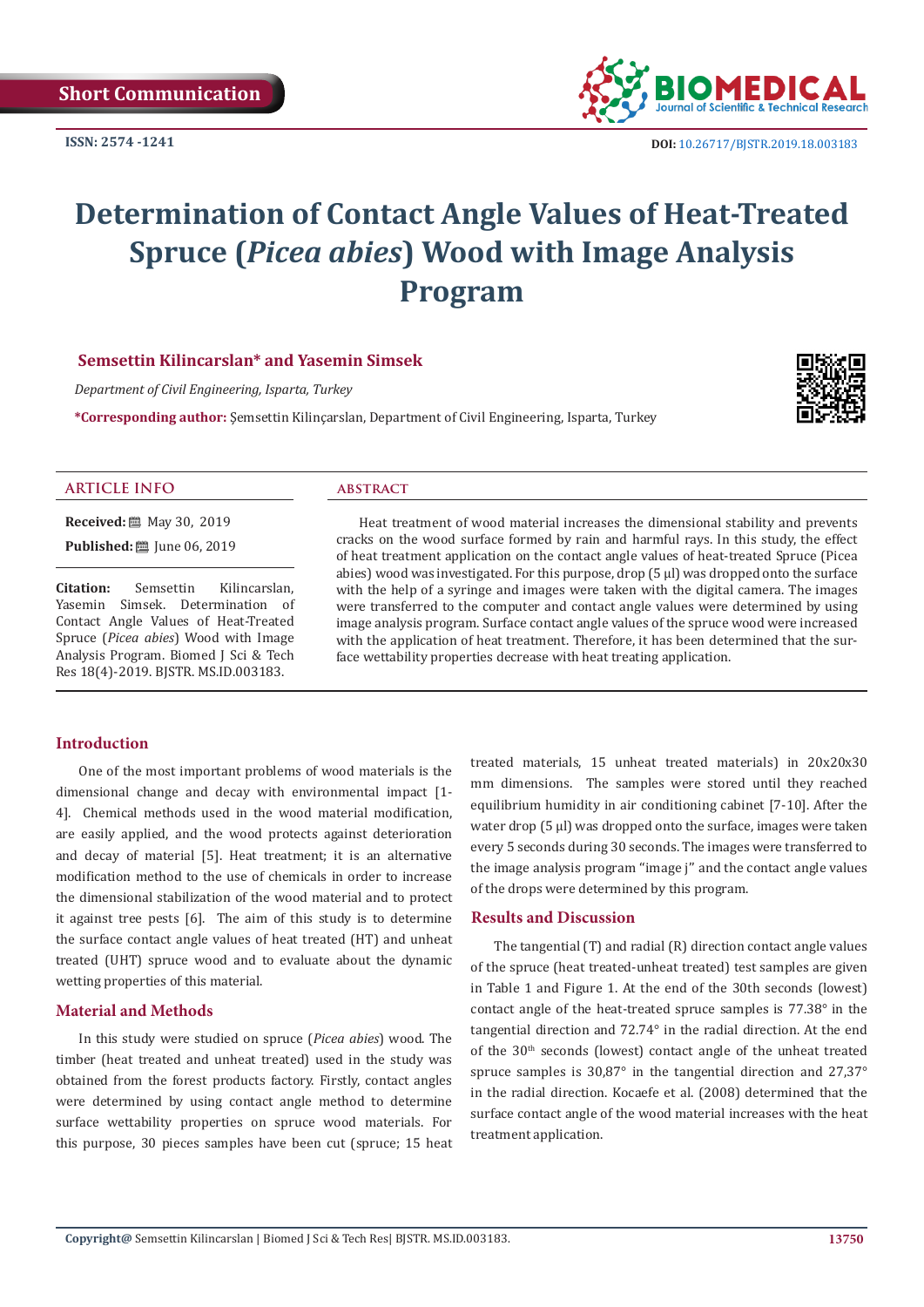Short Communication

ISSN: 2574 -1241

DOI: 10.26717/BJSTR.2019.18.003183

# Determination of Contact Angle Values of Heat-Treated Spruce (*Picea abies*) Wood with Image Analysis Program

**Semsettin Kilincarslan* and Yasemin Simsek**

*Department of Civil Engineering, Isparta, Turkey*

***Corresponding author:** Şemsettin Kilinçarslan, Department of Civil Engineering, Isparta, Turkey

## ARTICLE INFO

**Received:** May 30, 2019

**Published:** June 06, 2019

**Citation:** Semsettin Kilincarslan, Yasemin Simsek. Determination of Contact Angle Values of Heat-Treated Spruce (*Picea abies*) Wood with Image Analysis Program. Biomed J Sci & Tech Res 18(4)-2019. BJSTR. MS.ID.003183.

## ABSTRACT

Heat treatment of wood material increases the dimensional stability and prevents cracks on the wood surface formed by rain and harmful rays. In this study, the effect of heat treatment application on the contact angle values of heat-treated Spruce (Picea abies) wood was investigated. For this purpose, drop (5 µl) was dropped onto the surface with the help of a syringe and images were taken with the digital camera. The images were transferred to the computer and contact angle values were determined by using image analysis program. Surface contact angle values of the spruce wood were increased with the application of heat treatment. Therefore, it has been determined that the surface wettability properties decrease with heat treating application.

## Introduction

One of the most important problems of wood materials is the dimensional change and decay with environmental impact [1-4]. Chemical methods used in the wood material modification, are easily applied, and the wood protects against deterioration and decay of material [5]. Heat treatment; it is an alternative modification method to the use of chemicals in order to increase the dimensional stabilization of the wood material and to protect it against tree pests [6]. The aim of this study is to determine the surface contact angle values of heat treated (HT) and unheat treated (UHT) spruce wood and to evaluate about the dynamic wetting properties of this material.

## Material and Methods

In this study were studied on spruce (*Picea abies*) wood. The timber (heat treated and unheat treated) used in the study was obtained from the forest products factory. Firstly, contact angles were determined by using contact angle method to determine surface wettability properties on spruce wood materials. For this purpose, 30 pieces samples have been cut (spruce; 15 heat treated materials, 15 unheat treated materials) in 20x20x30 mm dimensions. The samples were stored until they reached equilibrium humidity in air conditioning cabinet [7-10]. After the water drop (5 µl) was dropped onto the surface, images were taken every 5 seconds during 30 seconds. The images were transferred to the image analysis program "image j" and the contact angle values of the drops were determined by this program.

## Results and Discussion

The tangential (T) and radial (R) direction contact angle values of the spruce (heat treated-unheat treated) test samples are given in Table 1 and Figure 1. At the end of the 30th seconds (lowest) contact angle of the heat-treated spruce samples is 77.38° in the tangential direction and 72.74° in the radial direction. At the end of the 30th seconds (lowest) contact angle of the unheat treated spruce samples is 30,87° in the tangential direction and 27,37° in the radial direction. Kocaefe et al. (2008) determined that the surface contact angle of the wood material increases with the heat treatment application.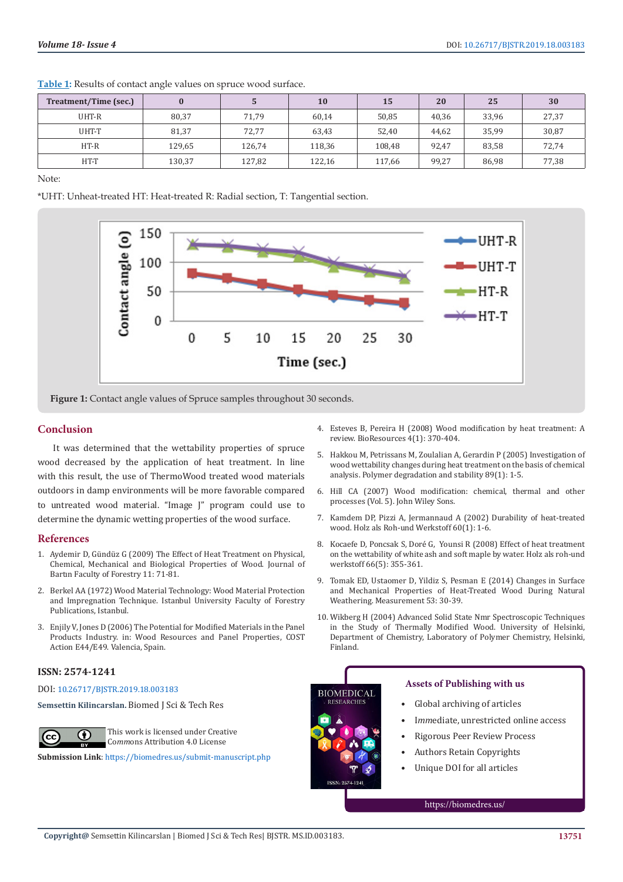Table 1: Results of contact angle values on spruce wood surface.

| Treatment/Time (sec.) | 0 | 5 | 10 | 15 | 20 | 25 | 30 |
|---|---|---|---|---|---|---|---|
| UHT-R | 80,37 | 71,79 | 60,14 | 50,85 | 40,36 | 33,96 | 27,37 |
| UHT-T | 81,37 | 72,77 | 63,43 | 52,40 | 44,62 | 35,99 | 30,87 |
| HT-R | 129,65 | 126,74 | 118,36 | 108,48 | 92,47 | 83,58 | 72,74 |
| HT-T | 130,37 | 127,82 | 122,16 | 117,66 | 99,27 | 86,98 | 77,38 |

Note:

*UHT: Unheat-treated HT: Heat-treated R: Radial section, T: Tangential section.

Contact angle (o)

150
100
50
0

0 5 10 15 20 25 30

Time (sec.)

UHT-R
UHT-T
HT-R
HT-T

**Figure 1:** Contact angle values of Spruce samples throughout 30 seconds.

## Conclusion

It was determined that the wettability properties of spruce wood decreased by the application of heat treatment. In line with this result, the use of ThermoWood treated wood materials outdoors in damp environments will be more favorable compared to untreated wood material. "Image J" program could use to determine the dynamic wetting properties of the wood surface.

## References

1. Aydemir D, Gündüz G (2009) The Effect of Heat Treatment on Physical, Chemical, Mechanical and Biological Properties of Wood. Journal of Bartın Faculty of Forestry 11: 71-81.
2. Berkel AA (1972) Wood Material Technology: Wood Material Protection and Impregnation Technique. Istanbul University Faculty of Forestry Publications, Istanbul.
3. Enjily V, Jones D (2006) The Potential for Modified Materials in the Panel Products Industry. in: Wood Resources and Panel Properties, COST Action E44/E49. Valencia, Spain.
4. Esteves B, Pereira H (2008) Wood modification by heat treatment: A review. BioResources 4(1): 370-404.
5. Hakkou M, Petrissans M, Zoulalian A, Gerardin P (2005) Investigation of wood wettability changes during heat treatment on the basis of chemical analysis. Polymer degradation and stability 89(1): 1-5.
6. Hill CA (2007) Wood modification: chemical, thermal and other processes (Vol. 5). John Wiley Sons.
7. Kamdem DP, Pizzi A, Jermannaud A (2002) Durability of heat-treated wood. Holz als Roh-und Werkstoff 60(1): 1-6.
8. Kocaefe D, Poncsak S, Doré G, Younsi R (2008) Effect of heat treatment on the wettability of white ash and soft maple by water. Holz als roh-und werkstoff 66(5): 355-361.
9. Tomak ED, Ustaomer D, Yildiz S, Pesman E (2014) Changes in Surface and Mechanical Properties of Heat-Treated Wood During Natural Weathering. Measurement 53: 30-39.
10. Wikberg H (2004) Advanced Solid State Nmr Spectroscopic Techniques in the Study of Thermally Modified Wood. University of Helsinki, Department of Chemistry, Laboratory of Polymer Chemistry, Helsinki, Finland.

**ISSN: 2574-1241**

DOI: 10.26717/BJSTR.2019.18.003183

**Semsettin Kilincarslan.** Biomed J Sci & Tech Res

This work is licensed under Creative Commons Attribution 4.0 License

**Submission Link**: https://biomedres.us/submit-manuscript.php

### Assets of Publishing with us

- Global archiving of articles
- Immediate, unrestricted online access
- Rigorous Peer Review Process
- Authors Retain Copyrights
- Unique DOI for all articles

https://biomedres.us/